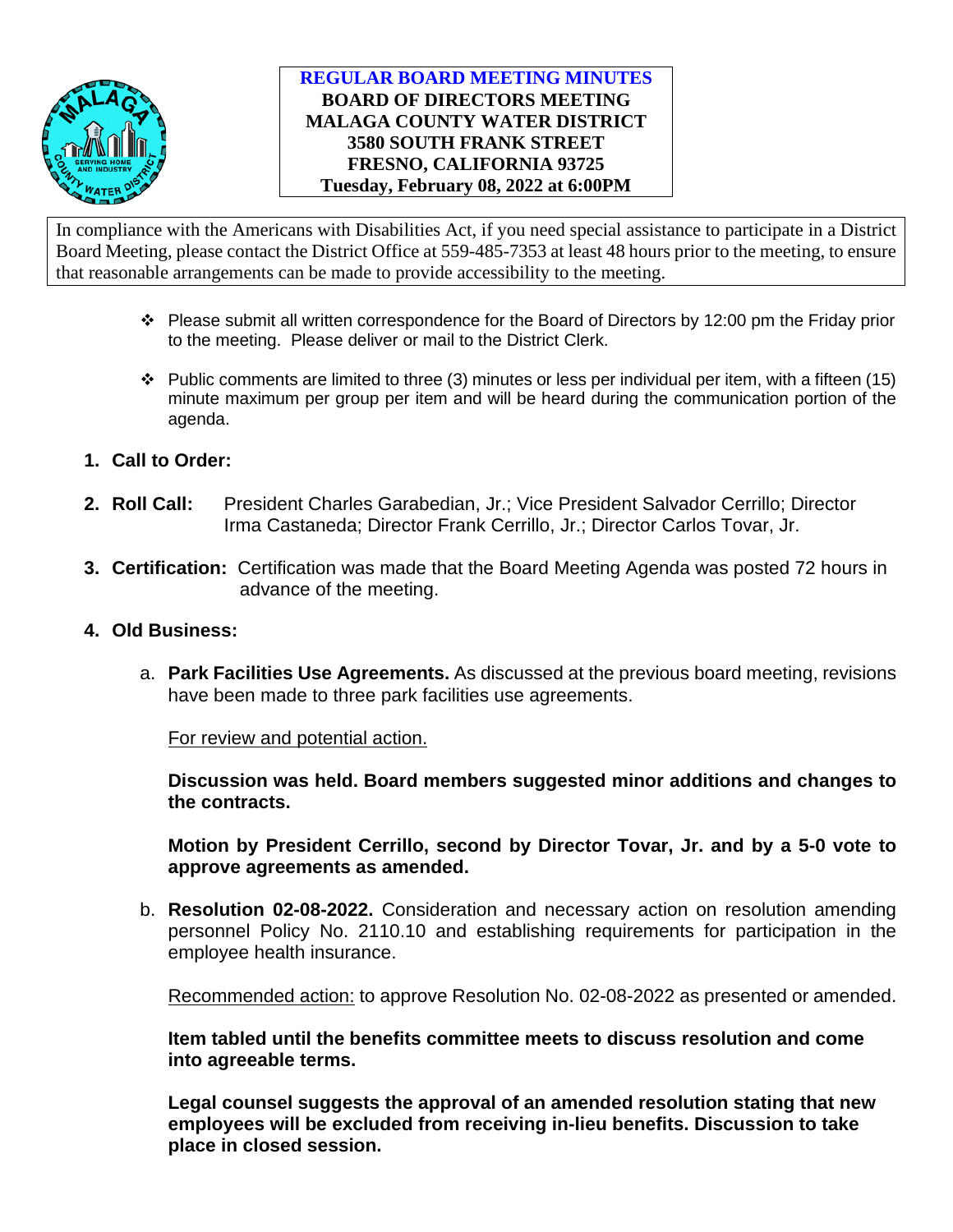# REGULAR BOARD MEETING MINUTES

**BOARD OF DIRECTORS MEETING**
**MALAGA COUNTY WATER DISTRICT**
**3580 SOUTH FRANK STREET**
**FRESNO, CALIFORNIA 93725**
**Tuesday, February 08, 2022 at 6:00PM**

In compliance with the Americans with Disabilities Act, if you need special assistance to participate in a District Board Meeting, please contact the District Office at 559-485-7353 at least 48 hours prior to the meeting, to ensure that reasonable arrangements can be made to provide accessibility to the meeting.

- Please submit all written correspondence for the Board of Directors by 12:00 pm the Friday prior to the meeting. Please deliver or mail to the District Clerk.
- Public comments are limited to three (3) minutes or less per individual per item, with a fifteen (15) minute maximum per group per item and will be heard during the communication portion of the agenda.

1. **Call to Order:**

2. **Roll Call:** President Charles Garabedian, Jr.; Vice President Salvador Cerrillo; Director Irma Castaneda; Director Frank Cerrillo, Jr.; Director Carlos Tovar, Jr.

3. **Certification:** Certification was made that the Board Meeting Agenda was posted 72 hours in advance of the meeting.

4. **Old Business:**

   a. **Park Facilities Use Agreements.** As discussed at the previous board meeting, revisions have been made to three park facilities use agreements.

      For review and potential action.

      **Discussion was held. Board members suggested minor additions and changes to the contracts.**

      **Motion by President Cerrillo, second by Director Tovar, Jr. and by a 5-0 vote to approve agreements as amended.**

   b. **Resolution 02-08-2022.** Consideration and necessary action on resolution amending personnel Policy No. 2110.10 and establishing requirements for participation in the employee health insurance.

      Recommended action: to approve Resolution No. 02-08-2022 as presented or amended.

      **Item tabled until the benefits committee meets to discuss resolution and come into agreeable terms.**

      **Legal counsel suggests the approval of an amended resolution stating that new employees will be excluded from receiving in-lieu benefits. Discussion to take place in closed session.**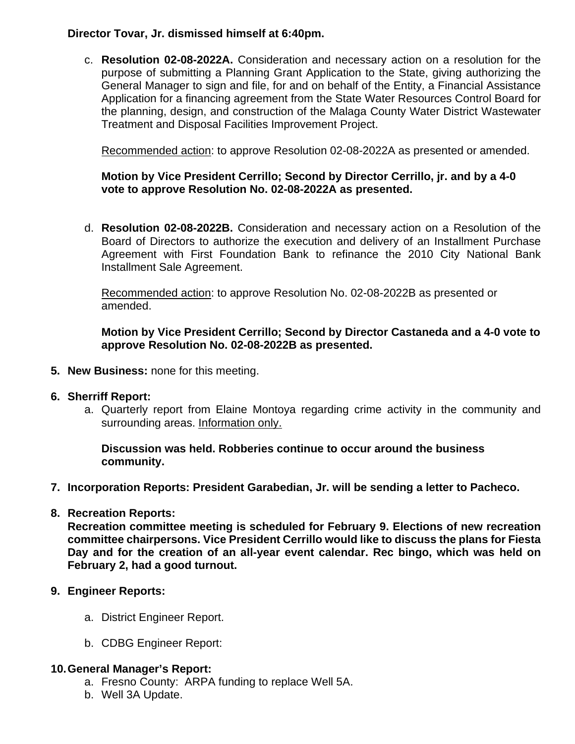**Director Tovar, Jr. dismissed himself at 6:40pm.**

c. **Resolution 02-08-2022A.** Consideration and necessary action on a resolution for the purpose of submitting a Planning Grant Application to the State, giving authorizing the General Manager to sign and file, for and on behalf of the Entity, a Financial Assistance Application for a financing agreement from the State Water Resources Control Board for the planning, design, and construction of the Malaga County Water District Wastewater Treatment and Disposal Facilities Improvement Project.

   Recommended action: to approve Resolution 02-08-2022A as presented or amended.

   **Motion by Vice President Cerrillo; Second by Director Cerrillo, jr. and by a 4-0 vote to approve Resolution No. 02-08-2022A as presented.**

d. **Resolution 02-08-2022B.** Consideration and necessary action on a Resolution of the Board of Directors to authorize the execution and delivery of an Installment Purchase Agreement with First Foundation Bank to refinance the 2010 City National Bank Installment Sale Agreement.

   Recommended action: to approve Resolution No. 02-08-2022B as presented or amended.

   **Motion by Vice President Cerrillo; Second by Director Castaneda and a 4-0 vote to approve Resolution No. 02-08-2022B as presented.**

5. **New Business:** none for this meeting.

6. **Sherriff Report:**
   a. Quarterly report from Elaine Montoya regarding crime activity in the community and surrounding areas. Information only.

      **Discussion was held. Robberies continue to occur around the business community.**

7. **Incorporation Reports: President Garabedian, Jr. will be sending a letter to Pacheco.**

8. **Recreation Reports:**
   **Recreation committee meeting is scheduled for February 9. Elections of new recreation committee chairpersons. Vice President Cerrillo would like to discuss the plans for Fiesta Day and for the creation of an all-year event calendar. Rec bingo, which was held on February 2, had a good turnout.**

9. **Engineer Reports:**

   a. District Engineer Report.

   b. CDBG Engineer Report:

10. **General Manager's Report:**
    a. Fresno County: ARPA funding to replace Well 5A.
    b. Well 3A Update.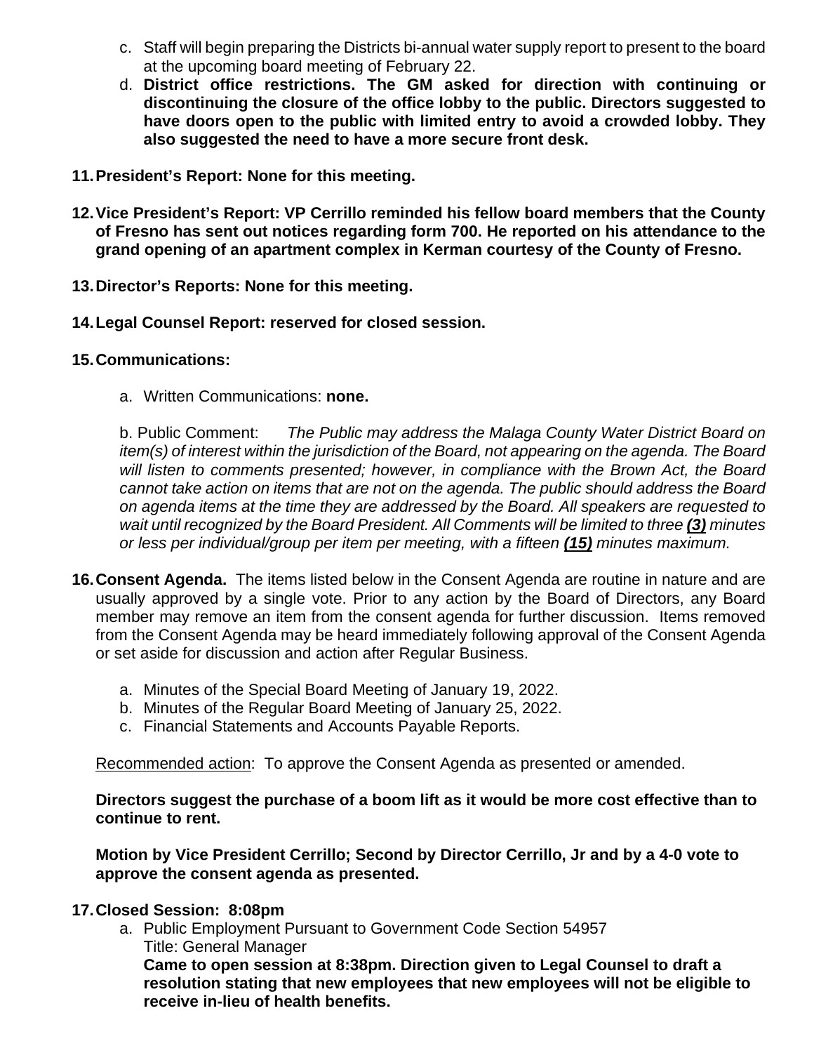c. Staff will begin preparing the Districts bi-annual water supply report to present to the board at the upcoming board meeting of February 22.

d. **District office restrictions. The GM asked for direction with continuing or discontinuing the closure of the office lobby to the public. Directors suggested to have doors open to the public with limited entry to avoid a crowded lobby. They also suggested the need to have a more secure front desk.**

**11. President's Report: None for this meeting.**

**12. Vice President's Report: VP Cerrillo reminded his fellow board members that the County of Fresno has sent out notices regarding form 700. He reported on his attendance to the grand opening of an apartment complex in Kerman courtesy of the County of Fresno.**

**13. Director's Reports: None for this meeting.**

**14. Legal Counsel Report: reserved for closed session.**

**15. Communications:**

a. Written Communications: **none.**

b. Public Comment: *The Public may address the Malaga County Water District Board on item(s) of interest within the jurisdiction of the Board, not appearing on the agenda. The Board will listen to comments presented; however, in compliance with the Brown Act, the Board cannot take action on items that are not on the agenda. The public should address the Board on agenda items at the time they are addressed by the Board. All speakers are requested to wait until recognized by the Board President. All Comments will be limited to three* ***(3)*** *minutes or less per individual/group per item per meeting, with a fifteen* ***(15)*** *minutes maximum.*

**16. Consent Agenda.** The items listed below in the Consent Agenda are routine in nature and are usually approved by a single vote. Prior to any action by the Board of Directors, any Board member may remove an item from the consent agenda for further discussion. Items removed from the Consent Agenda may be heard immediately following approval of the Consent Agenda or set aside for discussion and action after Regular Business.

a. Minutes of the Special Board Meeting of January 19, 2022.
b. Minutes of the Regular Board Meeting of January 25, 2022.
c. Financial Statements and Accounts Payable Reports.

Recommended action: To approve the Consent Agenda as presented or amended.

**Directors suggest the purchase of a boom lift as it would be more cost effective than to continue to rent.**

**Motion by Vice President Cerrillo; Second by Director Cerrillo, Jr and by a 4-0 vote to approve the consent agenda as presented.**

**17. Closed Session: 8:08pm**

a. Public Employment Pursuant to Government Code Section 54957
Title: General Manager
**Came to open session at 8:38pm. Direction given to Legal Counsel to draft a resolution stating that new employees that new employees will not be eligible to receive in-lieu of health benefits.**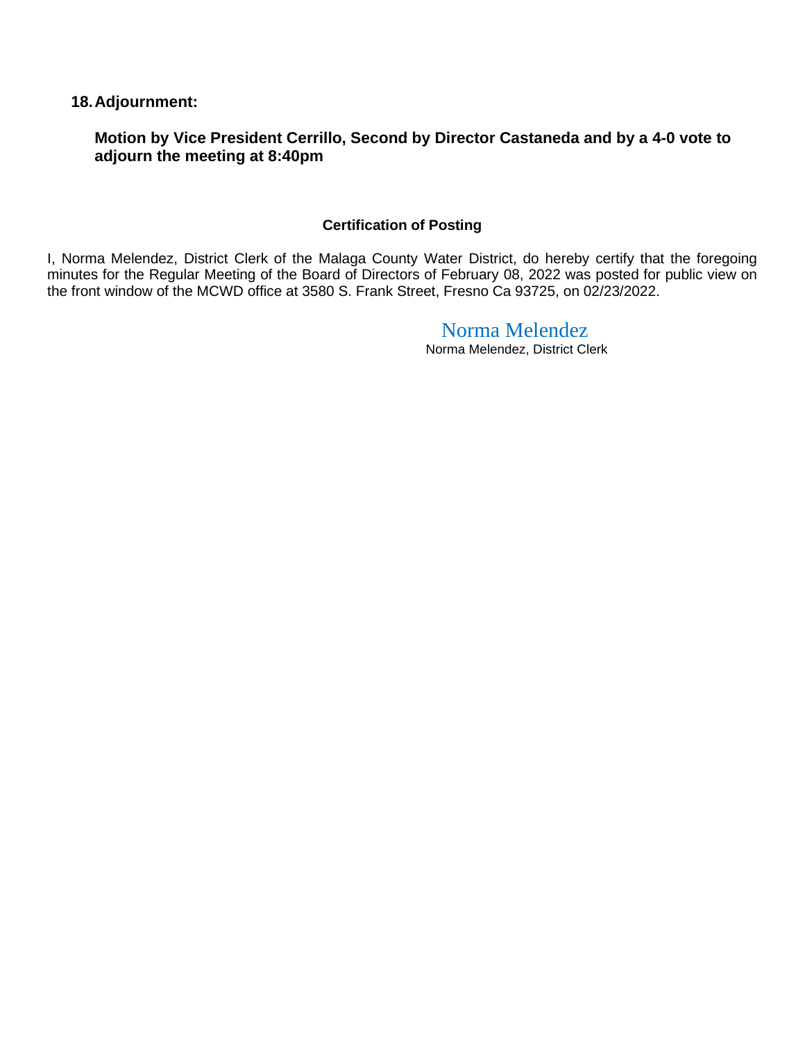**18. Adjournment:**

**Motion by Vice President Cerrillo, Second by Director Castaneda and by a 4-0 vote to adjourn the meeting at 8:40pm**

**Certification of Posting**

I, Norma Melendez, District Clerk of the Malaga County Water District, do hereby certify that the foregoing minutes for the Regular Meeting of the Board of Directors of February 08, 2022 was posted for public view on the front window of the MCWD office at 3580 S. Frank Street, Fresno Ca 93725, on 02/23/2022.

Norma Melendez

Norma Melendez, District Clerk